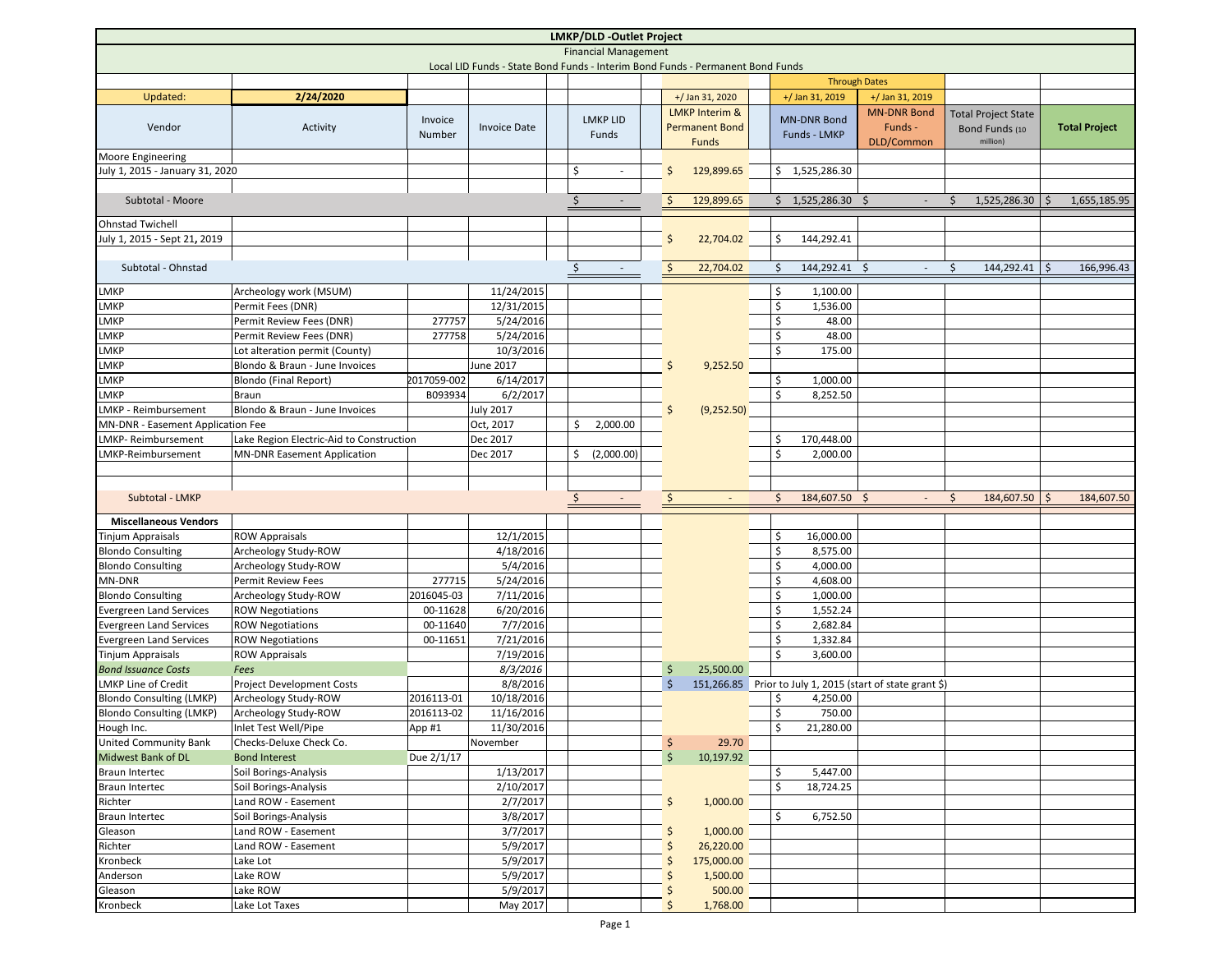# LMKP/DLD -Outlet Project

Financial Management

Local LID Funds - State Bond Funds - Interim Bond Funds - Permanent Bond Funds

| Updated: | 2/24/2020 | | | | +/ Jan 31, 2020 | Through Dates +/ Jan 31, 2019 | +/ Jan 31, 2019 | | |
|---|---|---|---|---|---|---|---|---|---|
| Vendor | Activity | Invoice Number | Invoice Date | LMKP LID Funds | LMKP Interim & Permanent Bond Funds | MN-DNR Bond Funds - LMKP | MN-DNR Bond Funds - DLD/Common | Total Project State Bond Funds (10 million) | Total Project |
| Moore Engineering | | | | | | | | | |
| July 1, 2015 - January 31, 2020 | | | | $ - | $ 129,899.65 | $ 1,525,286.30 | | | |
| Subtotal - Moore | | | | $ - | $ 129,899.65 | $ 1,525,286.30 | $ - | $ 1,525,286.30 | $ 1,655,185.95 |
| Ohnstad Twichell | | | | | | | | | |
| July 1, 2015 - Sept 21, 2019 | | | | | $ 22,704.02 | $ 144,292.41 | | | |
| Subtotal - Ohnstad | | | | $ - | $ 22,704.02 | $ 144,292.41 | $ - | $ 144,292.41 | $ 166,996.43 |
| LMKP | Archeology work (MSUM) | | 11/24/2015 | | | $ 1,100.00 | | | |
| LMKP | Permit Fees (DNR) | | 12/31/2015 | | | $ 1,536.00 | | | |
| LMKP | Permit Review Fees (DNR) | 277757 | 5/24/2016 | | | $ 48.00 | | | |
| LMKP | Permit Review Fees (DNR) | 277758 | 5/24/2016 | | | $ 48.00 | | | |
| LMKP | Lot alteration permit (County) | | 10/3/2016 | | | $ 175.00 | | | |
| LMKP | Blondo & Braun - June Invoices | | June 2017 | | $ 9,252.50 | | | | |
| LMKP | Blondo (Final Report) | 2017059-002 | 6/14/2017 | | | $ 1,000.00 | | | |
| LMKP | Braun | B093934 | 6/2/2017 | | | $ 8,252.50 | | | |
| LMKP - Reimbursement | Blondo & Braun - June Invoices | | July 2017 | | $ (9,252.50) | | | | |
| MN-DNR - Easement Application Fee | | | Oct, 2017 | $ 2,000.00 | | | | | |
| LMKP- Reimbursement | Lake Region Electric-Aid to Construction | | Dec 2017 | | | $ 170,448.00 | | | |
| LMKP-Reimbursement | MN-DNR Easement Application | | Dec 2017 | $ (2,000.00) | | $ 2,000.00 | | | |
| Subtotal - LMKP | | | | $ - | $ - | $ 184,607.50 | $ - | $ 184,607.50 | $ 184,607.50 |
| **Miscellaneous Vendors** | | | | | | | | | |
| Tinjum Appraisals | ROW Appraisals | | 12/1/2015 | | | $ 16,000.00 | | | |
| Blondo Consulting | Archeology Study-ROW | | 4/18/2016 | | | $ 8,575.00 | | | |
| Blondo Consulting | Archeology Study-ROW | | 5/4/2016 | | | $ 4,000.00 | | | |
| MN-DNR | Permit Review Fees | 277715 | 5/24/2016 | | | $ 4,608.00 | | | |
| Blondo Consulting | Archeology Study-ROW | 2016045-03 | 7/11/2016 | | | $ 1,000.00 | | | |
| Evergreen Land Services | ROW Negotiations | 00-11628 | 6/20/2016 | | | $ 1,552.24 | | | |
| Evergreen Land Services | ROW Negotiations | 00-11640 | 7/7/2016 | | | $ 2,682.84 | | | |
| Evergreen Land Services | ROW Negotiations | 00-11651 | 7/21/2016 | | | $ 1,332.84 | | | |
| Tinjum Appraisals | ROW Appraisals | | 7/19/2016 | | | $ 3,600.00 | | | |
| *Bond Issuance Costs* | *Fees* | | *8/3/2016* | | $ 25,500.00 | | | | |
| LMKP Line of Credit | Project Development Costs | | 8/8/2016 | | $ 151,266.85 | Prior to July 1, 2015 (start of state grant $) | | | |
| Blondo Consulting (LMKP) | Archeology Study-ROW | 2016113-01 | 10/18/2016 | | | $ 4,250.00 | | | |
| Blondo Consulting (LMKP) | Archeology Study-ROW | 2016113-02 | 11/16/2016 | | | $ 750.00 | | | |
| Hough Inc. | Inlet Test Well/Pipe | App #1 | 11/30/2016 | | | $ 21,280.00 | | | |
| United Community Bank | Checks-Deluxe Check Co. | | November | | $ 29.70 | | | | |
| Midwest Bank of DL | Bond Interest | Due 2/1/17 | | | $ 10,197.92 | | | | |
| Braun Intertec | Soil Borings-Analysis | | 1/13/2017 | | | $ 5,447.00 | | | |
| Braun Intertec | Soil Borings-Analysis | | 2/10/2017 | | | $ 18,724.25 | | | |
| Richter | Land ROW - Easement | | 2/7/2017 | | $ 1,000.00 | | | | |
| Braun Intertec | Soil Borings-Analysis | | 3/8/2017 | | | $ 6,752.50 | | | |
| Gleason | Land ROW - Easement | | 3/7/2017 | | $ 1,000.00 | | | | |
| Richter | Land ROW - Easement | | 5/9/2017 | | $ 26,220.00 | | | | |
| Kronbeck | Lake Lot | | 5/9/2017 | | $ 175,000.00 | | | | |
| Anderson | Lake ROW | | 5/9/2017 | | $ 1,500.00 | | | | |
| Gleason | Lake ROW | | 5/9/2017 | | $ 500.00 | | | | |
| Kronbeck | Lake Lot Taxes | | May 2017 | | $ 1,768.00 | | | | |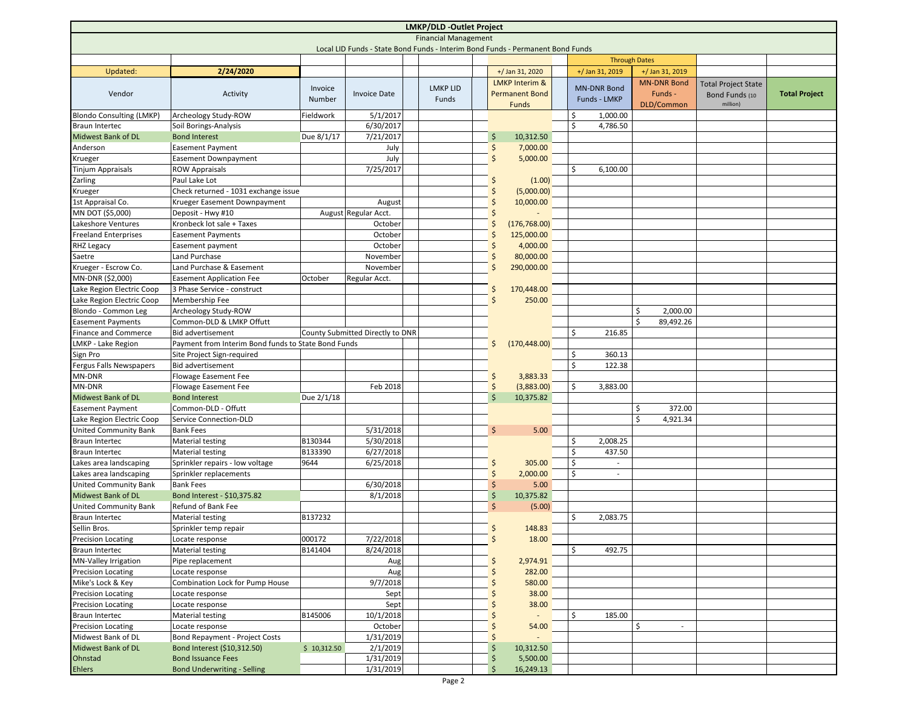# LMKP/DLD -Outlet Project

Financial Management

Local LID Funds - State Bond Funds - Interim Bond Funds - Permanent Bond Funds

| | | | | | | | | Through Dates | | | |
|---|---|---|---|---|---|---|---|---|---|---|---|
| Updated: | 2/24/2020 | | | | | +/ Jan 31, 2020 | | +/ Jan 31, 2019 | +/ Jan 31, 2019 | | |
| Vendor | Activity | Invoice Number | Invoice Date | LMKP LID Funds | | LMKP Interim & Permanent Bond Funds | | MN-DNR Bond Funds - LMKP | MN-DNR Bond Funds - DLD/Common | Total Project State Bond Funds (10 million) | Total Project |
| Blondo Consulting (LMKP) | Archeology Study-ROW | Fieldwork | 5/1/2017 | | | | | $ 1,000.00 | | | |
| Braun Intertec | Soil Borings-Analysis | | 6/30/2017 | | | | | $ 4,786.50 | | | |
| Midwest Bank of DL | Bond Interest | Due 8/1/17 | 7/21/2017 | | | $ 10,312.50 | | | | | |
| Anderson | Easement Payment | | July | | | $ 7,000.00 | | | | | |
| Krueger | Easement Downpayment | | July | | | $ 5,000.00 | | | | | |
| Tinjum Appraisals | ROW Appraisals | | 7/25/2017 | | | | | $ 6,100.00 | | | |
| Zarling | Paul Lake Lot | | | | | $ (1.00) | | | | | |
| Krueger | Check returned - 1031 exchange issue | | | | | $ (5,000.00) | | | | | |
| 1st Appraisal Co. | Krueger Easement Downpayment | | August | | | $ 10,000.00 | | | | | |
| MN DOT ($5,000) | Deposit - Hwy #10 | | August Regular Acct. | | | $ - | | | | | |
| Lakeshore Ventures | Kronbeck lot sale + Taxes | | October | | | $ (176,768.00) | | | | | |
| Freeland Enterprises | Easement Payments | | October | | | $ 125,000.00 | | | | | |
| RHZ Legacy | Easement payment | | October | | | $ 4,000.00 | | | | | |
| Saetre | Land Purchase | | November | | | $ 80,000.00 | | | | | |
| Krueger - Escrow Co. | Land Purchase & Easement | | November | | | $ 290,000.00 | | | | | |
| MN-DNR ($2,000) | Easement Application Fee | October | Regular Acct. | | | | | | | | |
| Lake Region Electric Coop | 3 Phase Service - construct | | | | | $ 170,448.00 | | | | | |
| Lake Region Electric Coop | Membership Fee | | | | | $ 250.00 | | | | | |
| Blondo - Common Leg | Archeology Study-ROW | | | | | | | | $ 2,000.00 | | |
| Easement Payments | Common-DLD & LMKP Offutt | | | | | | | | $ 89,492.26 | | |
| Finance and Commerce | Bid advertisement | County Submitted Directly to DNR | | | | | | $ 216.85 | | | |
| LMKP - Lake Region | Payment from Interim Bond funds to State Bond Funds | | | | | $ (170,448.00) | | | | | |
| Sign Pro | Site Project Sign-required | | | | | | | $ 360.13 | | | |
| Fergus Falls Newspapers | Bid advertisement | | | | | | | $ 122.38 | | | |
| MN-DNR | Flowage Easement Fee | | | | | $ 3,883.33 | | | | | |
| MN-DNR | Flowage Easement Fee | | Feb 2018 | | | $ (3,883.00) | | $ 3,883.00 | | | |
| Midwest Bank of DL | Bond Interest | Due 2/1/18 | | | | $ 10,375.82 | | | | | |
| Easement Payment | Common-DLD - Offutt | | | | | | | | $ 372.00 | | |
| Lake Region Electric Coop | Service Connection-DLD | | | | | | | | $ 4,921.34 | | |
| United Community Bank | Bank Fees | | 5/31/2018 | | | $ 5.00 | | | | | |
| Braun Intertec | Material testing | B130344 | 5/30/2018 | | | | | $ 2,008.25 | | | |
| Braun Intertec | Material testing | B133390 | 6/27/2018 | | | | | $ 437.50 | | | |
| Lakes area landscaping | Sprinkler repairs - low voltage | 9644 | 6/25/2018 | | | $ 305.00 | | $ - | | | |
| Lakes area landscaping | Sprinkler replacements | | | | | $ 2,000.00 | | $ - | | | |
| United Community Bank | Bank Fees | | 6/30/2018 | | | $ 5.00 | | | | | |
| Midwest Bank of DL | Bond Interest - $10,375.82 | | 8/1/2018 | | | $ 10,375.82 | | | | | |
| United Community Bank | Refund of Bank Fee | | | | | $ (5.00) | | | | | |
| Braun Intertec | Material testing | B137232 | | | | | | $ 2,083.75 | | | |
| Sellin Bros. | Sprinkler temp repair | | | | | $ 148.83 | | | | | |
| Precision Locating | Locate response | 000172 | 7/22/2018 | | | $ 18.00 | | | | | |
| Braun Intertec | Material testing | B141404 | 8/24/2018 | | | | | $ 492.75 | | | |
| MN-Valley Irrigation | Pipe replacement | | Aug | | | $ 2,974.91 | | | | | |
| Precision Locating | Locate response | | Aug | | | $ 282.00 | | | | | |
| Mike's Lock & Key | Combination Lock for Pump House | | 9/7/2018 | | | $ 580.00 | | | | | |
| Precision Locating | Locate response | | Sept | | | $ 38.00 | | | | | |
| Precision Locating | Locate response | | Sept | | | $ 38.00 | | | | | |
| Braun Intertec | Material testing | B145006 | 10/1/2018 | | | $ - | | $ 185.00 | | | |
| Precision Locating | Locate response | | October | | | $ 54.00 | | | $ - | | |
| Midwest Bank of DL | Bond Repayment - Project Costs | | 1/31/2019 | | | $ - | | | | | |
| Midwest Bank of DL | Bond Interest ($10,312.50) | $ 10,312.50 | 2/1/2019 | | | $ 10,312.50 | | | | | |
| Ohnstad | Bond Issuance Fees | | 1/31/2019 | | | $ 5,500.00 | | | | | |
| Ehlers | Bond Underwriting - Selling | | 1/31/2019 | | | $ 16,249.13 | | | | | |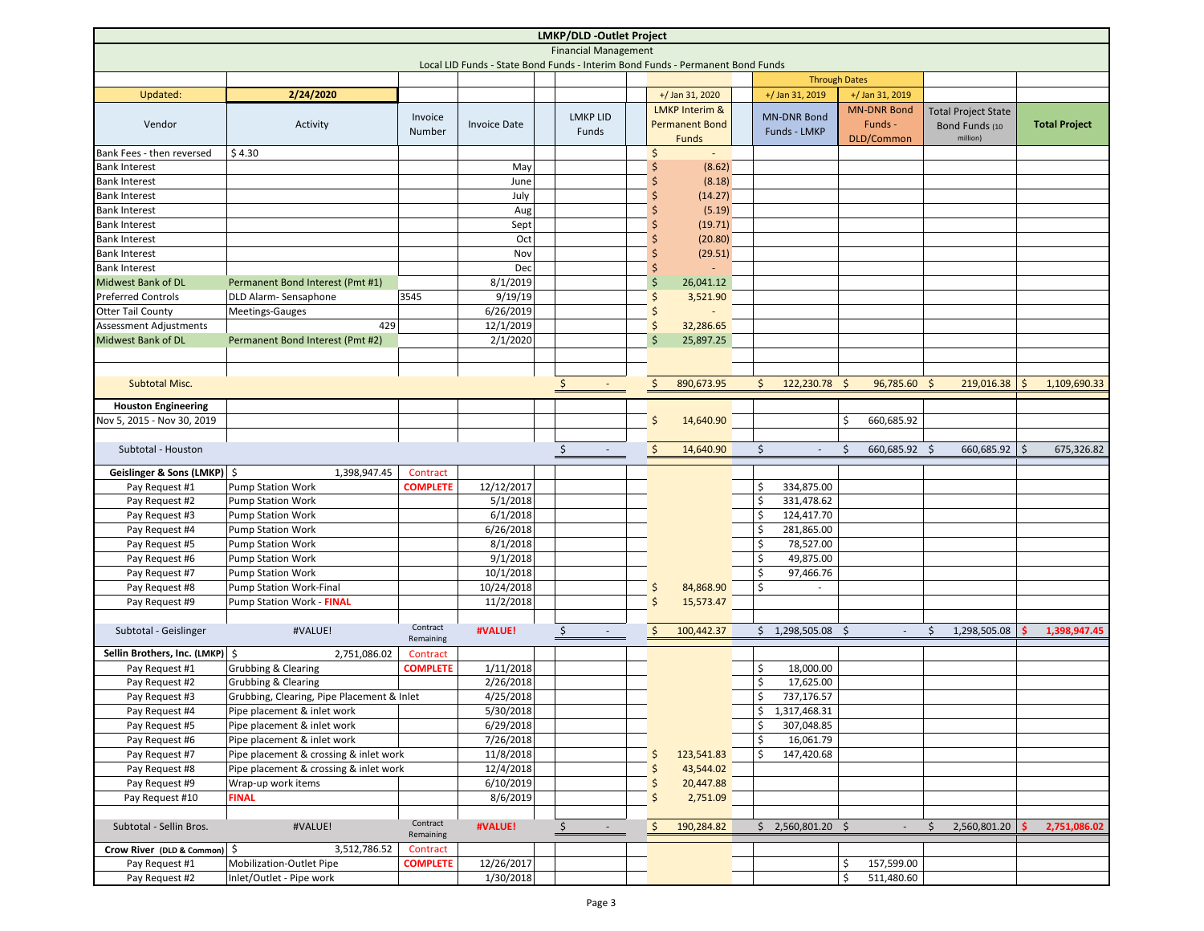| LMKP/DLD -Outlet Project | | | | | | | | | |
|---|---|---|---|---|---|---|---|---|---|
| Financial Management | | | | | | | | | |
| Local LID Funds - State Bond Funds - Interim Bond Funds - Permanent Bond Funds | | | | | | | | | |
| | | | | | | Through Dates | | | |
| Updated: | 2/24/2020 | | | | +/ Jan 31, 2020 | +/ Jan 31, 2019 | +/ Jan 31, 2019 | | |
| Vendor | Activity | Invoice Number | Invoice Date | LMKP LID Funds | LMKP Interim & Permanent Bond Funds | MN-DNR Bond Funds - LMKP | MN-DNR Bond Funds - DLD/Common | Total Project State Bond Funds (10 million) | Total Project |
| Bank Fees - then reversed | $ 4.30 | | | | $ - | | | | |
| Bank Interest | | | May | | $ (8.62) | | | | |
| Bank Interest | | | June | | $ (8.18) | | | | |
| Bank Interest | | | July | | $ (14.27) | | | | |
| Bank Interest | | | Aug | | $ (5.19) | | | | |
| Bank Interest | | | Sept | | $ (19.71) | | | | |
| Bank Interest | | | Oct | | $ (20.80) | | | | |
| Bank Interest | | | Nov | | $ (29.51) | | | | |
| Bank Interest | | | Dec | | $ - | | | | |
| Midwest Bank of DL | Permanent Bond Interest (Pmt #1) | | 8/1/2019 | | $ 26,041.12 | | | | |
| Preferred Controls | DLD Alarm- Sensaphone | 3545 | 9/19/19 | | $ 3,521.90 | | | | |
| Otter Tail County | Meetings-Gauges | | 6/26/2019 | | $ - | | | | |
| Assessment Adjustments | 429 | | 12/1/2019 | | $ 32,286.65 | | | | |
| Midwest Bank of DL | Permanent Bond Interest (Pmt #2) | | 2/1/2020 | | $ 25,897.25 | | | | |
| | | | | | | | | | |
| Subtotal Misc. | | | | $ - | $ 890,673.95 | $ 122,230.78 | $ 96,785.60 | $ 219,016.38 | $ 1,109,690.33 |
| **Houston Engineering** | | | | | | | | | |
| Nov 5, 2015 - Nov 30, 2019 | | | | | $ 14,640.90 | | $ 660,685.92 | | |
| Subtotal - Houston | | | | $ - | $ 14,640.90 | $ - | $ 660,685.92 | $ 660,685.92 | $ 675,326.82 |
| **Geislinger & Sons (LMKP)** | $ 1,398,947.45 | Contract | | | | | | | |
| Pay Request #1 | Pump Station Work | **COMPLETE** | 12/12/2017 | | | $ 334,875.00 | | | |
| Pay Request #2 | Pump Station Work | | 5/1/2018 | | | $ 331,478.62 | | | |
| Pay Request #3 | Pump Station Work | | 6/1/2018 | | | $ 124,417.70 | | | |
| Pay Request #4 | Pump Station Work | | 6/26/2018 | | | $ 281,865.00 | | | |
| Pay Request #5 | Pump Station Work | | 8/1/2018 | | | $ 78,527.00 | | | |
| Pay Request #6 | Pump Station Work | | 9/1/2018 | | | $ 49,875.00 | | | |
| Pay Request #7 | Pump Station Work | | 10/1/2018 | | | $ 97,466.76 | | | |
| Pay Request #8 | Pump Station Work-Final | | 10/24/2018 | | $ 84,868.90 | $ - | | | |
| Pay Request #9 | Pump Station Work - **FINAL** | | 11/2/2018 | | $ 15,573.47 | | | | |
| Subtotal - Geislinger | #VALUE! | Contract Remaining | **#VALUE!** | $ - | $ 100,442.37 | $ 1,298,505.08 | $ - | $ 1,298,505.08 | **$ 1,398,947.45** |
| **Sellin Brothers, Inc. (LMKP)** | $ 2,751,086.02 | Contract | | | | | | | |
| Pay Request #1 | Grubbing & Clearing | **COMPLETE** | 1/11/2018 | | | $ 18,000.00 | | | |
| Pay Request #2 | Grubbing & Clearing | | 2/26/2018 | | | $ 17,625.00 | | | |
| Pay Request #3 | Grubbing, Clearing, Pipe Placement & Inlet | | 4/25/2018 | | | $ 737,176.57 | | | |
| Pay Request #4 | Pipe placement & inlet work | | 5/30/2018 | | | $ 1,317,468.31 | | | |
| Pay Request #5 | Pipe placement & inlet work | | 6/29/2018 | | | $ 307,048.85 | | | |
| Pay Request #6 | Pipe placement & inlet work | | 7/26/2018 | | | $ 16,061.79 | | | |
| Pay Request #7 | Pipe placement & crossing & inlet work | | 11/8/2018 | | $ 123,541.83 | $ 147,420.68 | | | |
| Pay Request #8 | Pipe placement & crossing & inlet work | | 12/4/2018 | | $ 43,544.02 | | | | |
| Pay Request #9 | Wrap-up work items | | 6/10/2019 | | $ 20,447.88 | | | | |
| Pay Request #10 | **FINAL** | | 8/6/2019 | | $ 2,751.09 | | | | |
| Subtotal - Sellin Bros. | #VALUE! | Contract Remaining | **#VALUE!** | $ - | $ 190,284.82 | $ 2,560,801.20 | $ - | $ 2,560,801.20 | **$ 2,751,086.02** |
| **Crow River (DLD & Common)** | $ 3,512,786.52 | Contract | | | | | | | |
| Pay Request #1 | Mobilization-Outlet Pipe | **COMPLETE** | 12/26/2017 | | | | $ 157,599.00 | | |
| Pay Request #2 | Inlet/Outlet - Pipe work | | 1/30/2018 | | | | $ 511,480.60 | | |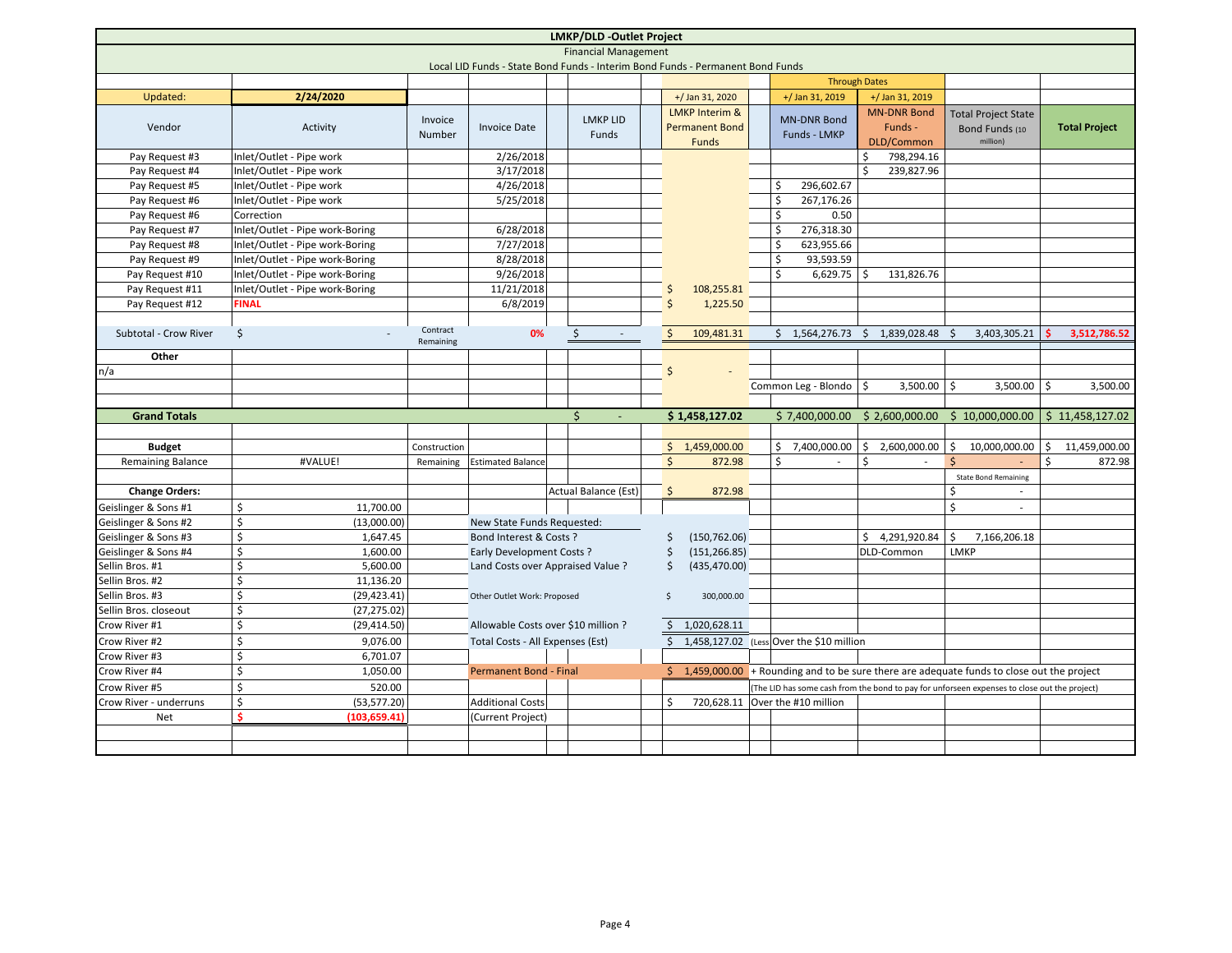# LMKP/DLD -Outlet Project

Financial Management

Local LID Funds - State Bond Funds - Interim Bond Funds - Permanent Bond Funds

| Vendor | Activity | Invoice Number | Invoice Date | | LMKP LID Funds | | LMKP Interim & Permanent Bond Funds | | MN-DNR Bond Funds - LMKP | MN-DNR Bond Funds - DLD/Common | Total Project State Bond Funds (10 million) | Total Project |
|---|---|---|---|---|---|---|---|---|---|---|---|---|
| Updated: | 2/24/2020 | | | | | | +/ Jan 31, 2020 | | +/ Jan 31, 2019 (Through Dates) | +/ Jan 31, 2019 | | |
| Pay Request #3 | Inlet/Outlet - Pipe work | | 2/26/2018 | | | | | | | $ 798,294.16 | | |
| Pay Request #4 | Inlet/Outlet - Pipe work | | 3/17/2018 | | | | | | | $ 239,827.96 | | |
| Pay Request #5 | Inlet/Outlet - Pipe work | | 4/26/2018 | | | | | | $ 296,602.67 | | | |
| Pay Request #6 | Inlet/Outlet - Pipe work | | 5/25/2018 | | | | | | $ 267,176.26 | | | |
| Pay Request #6 | Correction | | | | | | | | $ 0.50 | | | |
| Pay Request #7 | Inlet/Outlet - Pipe work-Boring | | 6/28/2018 | | | | | | $ 276,318.30 | | | |
| Pay Request #8 | Inlet/Outlet - Pipe work-Boring | | 7/27/2018 | | | | | | $ 623,955.66 | | | |
| Pay Request #9 | Inlet/Outlet - Pipe work-Boring | | 8/28/2018 | | | | | | $ 93,593.59 | | | |
| Pay Request #10 | Inlet/Outlet - Pipe work-Boring | | 9/26/2018 | | | | | | $ 6,629.75 | $ 131,826.76 | | |
| Pay Request #11 | Inlet/Outlet - Pipe work-Boring | | 11/21/2018 | | | | $ 108,255.81 | | | | | |
| Pay Request #12 | **FINAL** | | 6/8/2019 | | | | $ 1,225.50 | | | | | |
| | | | | | | | | | | | | |
| Subtotal - Crow River | $ - | Contract Remaining | 0% | | $ - | | $ 109,481.31 | | $ 1,564,276.73 | $ 1,839,028.48 | $ 3,403,305.21 | **$ 3,512,786.52** |
| **Other** | | | | | | | | | | | | |
| n/a | | | | | | | $ - | | | | | |
| | | | | | | | | | Common Leg - Blondo | $ 3,500.00 | $ 3,500.00 | $ 3,500.00 |
| | | | | | | | | | | | | |
| **Grand Totals** | | | | | $ - | | **$ 1,458,127.02** | | $ 7,400,000.00 | $ 2,600,000.00 | $ 10,000,000.00 | $ 11,458,127.02 |
| | | | | | | | | | | | | |
| **Budget** | | Construction | | | | | $ 1,459,000.00 | | $ 7,400,000.00 | $ 2,600,000.00 | $ 10,000,000.00 | $ 11,459,000.00 |
| Remaining Balance | #VALUE! | Remaining | Estimated Balance | | | | $ 872.98 | | $ - | $ - | $ - | $ 872.98 |
| | | | | | | | | | | | State Bond Remaining | |
| **Change Orders:** | | | | Actual Balance (Est) | | | $ 872.98 | | | | $ - | |
| Geislinger & Sons #1 | $ 11,700.00 | | | | | | | | | | $ - | |
| Geislinger & Sons #2 | $ (13,000.00) | | New State Funds Requested: | | | | | | | | | |
| Geislinger & Sons #3 | $ 1,647.45 | | Bond Interest & Costs ? | | | | $ (150,762.06) | | | $ 4,291,920.84 | $ 7,166,206.18 | |
| Geislinger & Sons #4 | $ 1,600.00 | | Early Development Costs ? | | | | $ (151,266.85) | | | DLD-Common | LMKP | |
| Sellin Bros. #1 | $ 5,600.00 | | Land Costs over Appraised Value ? | | | | $ (435,470.00) | | | | | |
| Sellin Bros. #2 | $ 11,136.20 | | | | | | | | | | | |
| Sellin Bros. #3 | $ (29,423.41) | | Other Outlet Work: Proposed | | | | $ 300,000.00 | | | | | |
| Sellin Bros. closeout | $ (27,275.02) | | | | | | | | | | | |
| Crow River #1 | $ (29,414.50) | | Allowable Costs over $10 million ? | | | | $ 1,020,628.11 | | | | | |
| Crow River #2 | $ 9,076.00 | | Total Costs - All Expenses (Est) | | | | $ 1,458,127.02 | (Less | Over the $10 million | | | |
| Crow River #3 | $ 6,701.07 | | | | | | | | | | | |
| Crow River #4 | $ 1,050.00 | | Permanent Bond - Final | | | | $ 1,459,000.00 | + Rounding and to be sure there are adequate funds to close out the project | | | | |
| Crow River #5 | $ 520.00 | | | | | | | (The LID has some cash from the bond to pay for unforseen expenses to close out the project) | | | | |
| Crow River - underruns | $ (53,577.20) | | Additional Costs | | | | $ 720,628.11 | Over the #10 million | | | | |
| Net | **$ (103,659.41)** | | (Current Project) | | | | | | | | | |